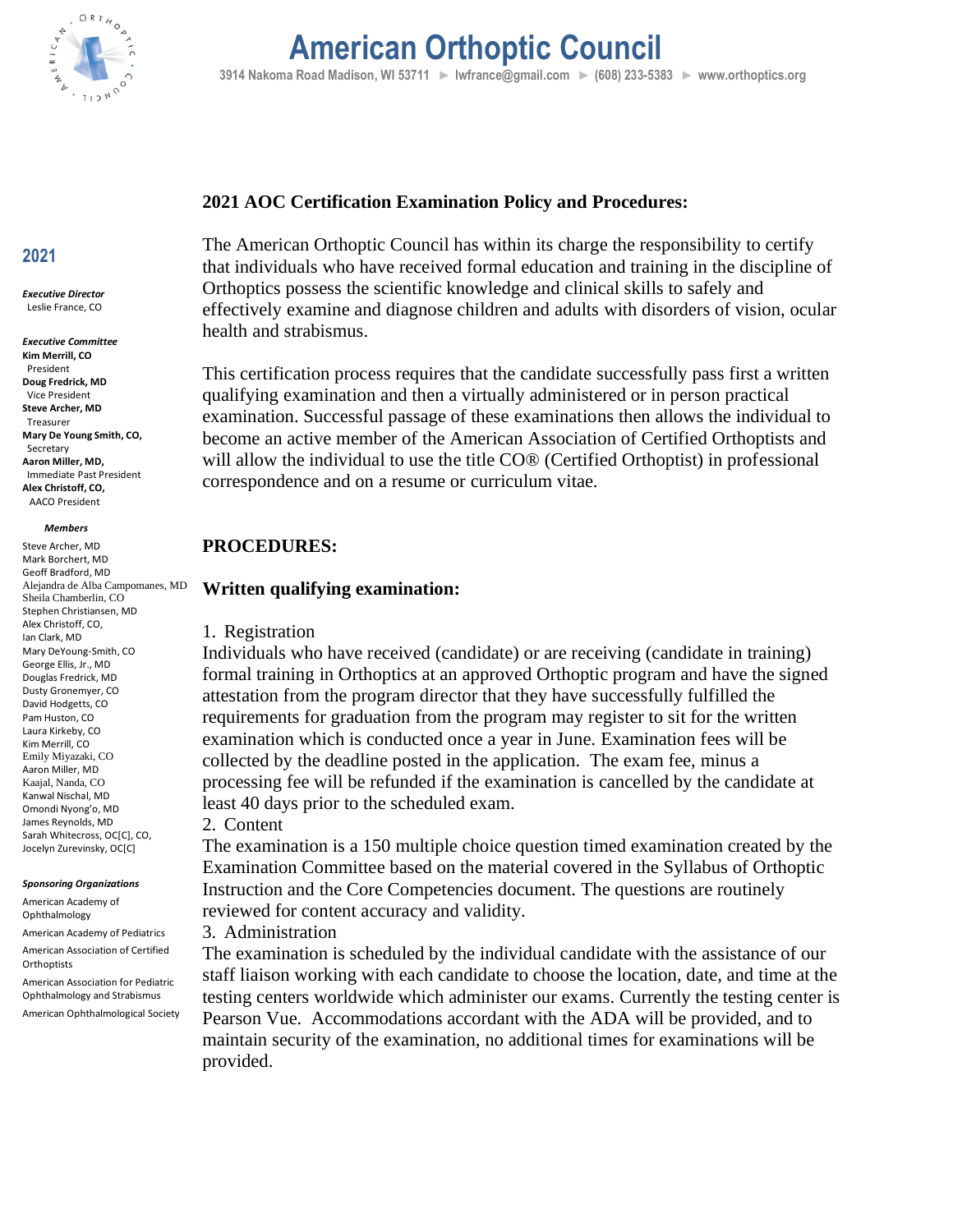# American Orthoptic Council

3914 Nakoma Road Madison, WI 53711 ► lwfrance@gmail.com ► (608) 233-5383 ► www.orthoptics.org

**2021**

***Executive Director***
Leslie France, CO

***Executive Committee***
**Kim Merrill, CO**
President
**Doug Fredrick, MD**
Vice President
**Steve Archer, MD**
Treasurer
**Mary De Young Smith, CO,**
Secretary
**Aaron Miller, MD,**
Immediate Past President
**Alex Christoff, CO,**
AACO President

***Members***
Steve Archer, MD
Mark Borchert, MD
Geoff Bradford, MD
Alejandra de Alba Campomanes, MD
Sheila Chamberlin, CO
Stephen Christiansen, MD
Alex Christoff, CO,
Ian Clark, MD
Mary DeYoung-Smith, CO
George Ellis, Jr., MD
Douglas Fredrick, MD
Dusty Gronemyer, CO
David Hodgetts, CO
Pam Huston, CO
Laura Kirkeby, CO
Kim Merrill, CO
Emily Miyazaki, CO
Aaron Miller, MD
Kaajal, Nanda, CO
Kanwal Nischal, MD
Omondi Nyong'o, MD
James Reynolds, MD
Sarah Whitecross, OC[C], CO,
Jocelyn Zurevinsky, OC[C]

***Sponsoring Organizations***
American Academy of Ophthalmology
American Academy of Pediatrics
American Association of Certified Orthoptists
American Association for Pediatric Ophthalmology and Strabismus
American Ophthalmological Society

## 2021 AOC Certification Examination Policy and Procedures:

The American Orthoptic Council has within its charge the responsibility to certify that individuals who have received formal education and training in the discipline of Orthoptics possess the scientific knowledge and clinical skills to safely and effectively examine and diagnose children and adults with disorders of vision, ocular health and strabismus.

This certification process requires that the candidate successfully pass first a written qualifying examination and then a virtually administered or in person practical examination. Successful passage of these examinations then allows the individual to become an active member of the American Association of Certified Orthoptists and will allow the individual to use the title CO® (Certified Orthoptist) in professional correspondence and on a resume or curriculum vitae.

## PROCEDURES:

### Written qualifying examination:

1. Registration

Individuals who have received (candidate) or are receiving (candidate in training) formal training in Orthoptics at an approved Orthoptic program and have the signed attestation from the program director that they have successfully fulfilled the requirements for graduation from the program may register to sit for the written examination which is conducted once a year in June. Examination fees will be collected by the deadline posted in the application. The exam fee, minus a processing fee will be refunded if the examination is cancelled by the candidate at least 40 days prior to the scheduled exam.

2. Content

The examination is a 150 multiple choice question timed examination created by the Examination Committee based on the material covered in the Syllabus of Orthoptic Instruction and the Core Competencies document. The questions are routinely reviewed for content accuracy and validity.

3. Administration

The examination is scheduled by the individual candidate with the assistance of our staff liaison working with each candidate to choose the location, date, and time at the testing centers worldwide which administer our exams. Currently the testing center is Pearson Vue. Accommodations accordant with the ADA will be provided, and to maintain security of the examination, no additional times for examinations will be provided.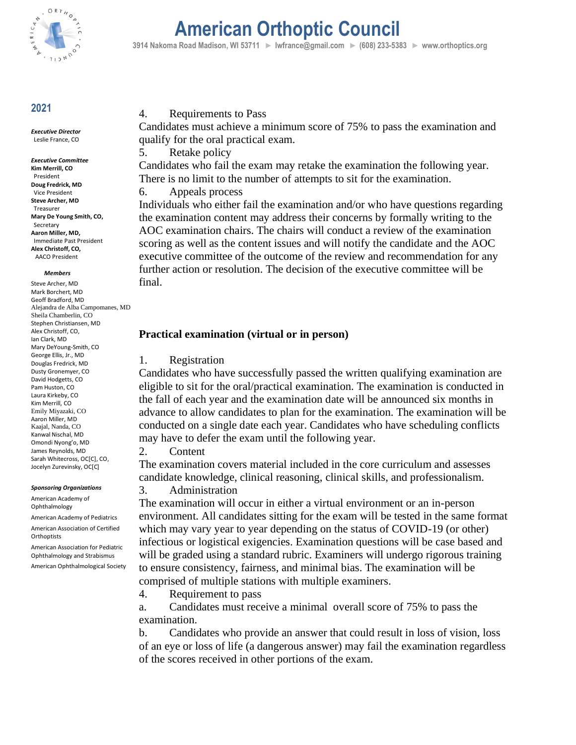# American Orthoptic Council

3914 Nakoma Road Madison, WI 53711 ► lwfrance@gmail.com ► (608) 233-5383 ► www.orthoptics.org

## 2021

***Executive Director***
Leslie France, CO

***Executive Committee***
**Kim Merrill, CO**
President
**Doug Fredrick, MD**
Vice President
**Steve Archer, MD**
Treasurer
**Mary De Young Smith, CO,**
Secretary
**Aaron Miller, MD,**
Immediate Past President
**Alex Christoff, CO,**
AACO President

***Members***
Steve Archer, MD
Mark Borchert, MD
Geoff Bradford, MD
Alejandra de Alba Campomanes, MD
Sheila Chamberlin, CO
Stephen Christiansen, MD
Alex Christoff, CO,
Ian Clark, MD
Mary DeYoung-Smith, CO
George Ellis, Jr., MD
Douglas Fredrick, MD
Dusty Gronemyer, CO
David Hodgetts, CO
Pam Huston, CO
Laura Kirkeby, CO
Kim Merrill, CO
Emily Miyazaki, CO
Aaron Miller, MD
Kaajal, Nanda, CO
Kanwal Nischal, MD
Omondi Nyong'o, MD
James Reynolds, MD
Sarah Whitecross, OC[C], CO,
Jocelyn Zurevinsky, OC[C]

***Sponsoring Organizations***
American Academy of Ophthalmology
American Academy of Pediatrics
American Association of Certified Orthoptists
American Association for Pediatric Ophthalmology and Strabismus
American Ophthalmological Society

4. Requirements to Pass

Candidates must achieve a minimum score of 75% to pass the examination and qualify for the oral practical exam.

5. Retake policy

Candidates who fail the exam may retake the examination the following year. There is no limit to the number of attempts to sit for the examination.

6. Appeals process

Individuals who either fail the examination and/or who have questions regarding the examination content may address their concerns by formally writing to the AOC examination chairs. The chairs will conduct a review of the examination scoring as well as the content issues and will notify the candidate and the AOC executive committee of the outcome of the review and recommendation for any further action or resolution. The decision of the executive committee will be final.

**Practical examination (virtual or in person)**

1. Registration

Candidates who have successfully passed the written qualifying examination are eligible to sit for the oral/practical examination. The examination is conducted in the fall of each year and the examination date will be announced six months in advance to allow candidates to plan for the examination. The examination will be conducted on a single date each year. Candidates who have scheduling conflicts may have to defer the exam until the following year.

2. Content

The examination covers material included in the core curriculum and assesses candidate knowledge, clinical reasoning, clinical skills, and professionalism.

3. Administration

The examination will occur in either a virtual environment or an in-person environment. All candidates sitting for the exam will be tested in the same format which may vary year to year depending on the status of COVID-19 (or other) infectious or logistical exigencies. Examination questions will be case based and will be graded using a standard rubric. Examiners will undergo rigorous training to ensure consistency, fairness, and minimal bias. The examination will be comprised of multiple stations with multiple examiners.

4. Requirement to pass

a. Candidates must receive a minimal overall score of 75% to pass the examination.

b. Candidates who provide an answer that could result in loss of vision, loss of an eye or loss of life (a dangerous answer) may fail the examination regardless of the scores received in other portions of the exam.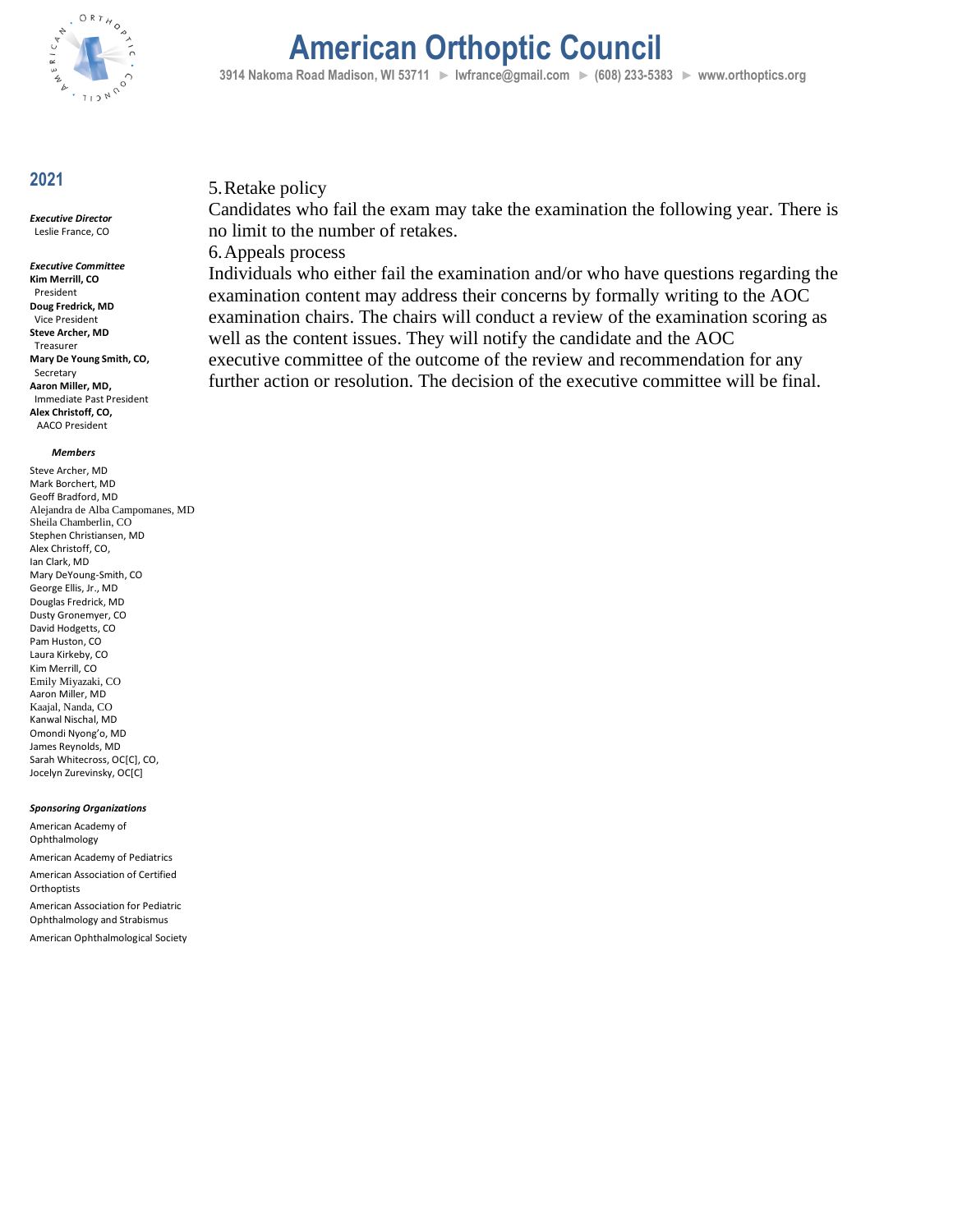# American Orthoptic Council

3914 Nakoma Road Madison, WI 53711 ► lwfrance@gmail.com ► (608) 233-5383 ► www.orthoptics.org

## 2021

***Executive Director***
Leslie France, CO

***Executive Committee***
**Kim Merrill, CO**
President
**Doug Fredrick, MD**
Vice President
**Steve Archer, MD**
Treasurer
**Mary De Young Smith, CO,**
Secretary
**Aaron Miller, MD,**
Immediate Past President
**Alex Christoff, CO,**
AACO President

***Members***

Steve Archer, MD
Mark Borchert, MD
Geoff Bradford, MD
Alejandra de Alba Campomanes, MD
Sheila Chamberlin, CO
Stephen Christiansen, MD
Alex Christoff, CO,
Ian Clark, MD
Mary DeYoung-Smith, CO
George Ellis, Jr., MD
Douglas Fredrick, MD
Dusty Gronemyer, CO
David Hodgetts, CO
Pam Huston, CO
Laura Kirkeby, CO
Kim Merrill, CO
Emily Miyazaki, CO
Aaron Miller, MD
Kaajal, Nanda, CO
Kanwal Nischal, MD
Omondi Nyong'o, MD
James Reynolds, MD
Sarah Whitecross, OC[C], CO,
Jocelyn Zurevinsky, OC[C]

***Sponsoring Organizations***

American Academy of Ophthalmology
American Academy of Pediatrics
American Association of Certified Orthoptists
American Association for Pediatric Ophthalmology and Strabismus
American Ophthalmological Society

5. Retake policy

Candidates who fail the exam may take the examination the following year. There is no limit to the number of retakes.

6. Appeals process

Individuals who either fail the examination and/or who have questions regarding the examination content may address their concerns by formally writing to the AOC examination chairs. The chairs will conduct a review of the examination scoring as well as the content issues. They will notify the candidate and the AOC executive committee of the outcome of the review and recommendation for any further action or resolution. The decision of the executive committee will be final.